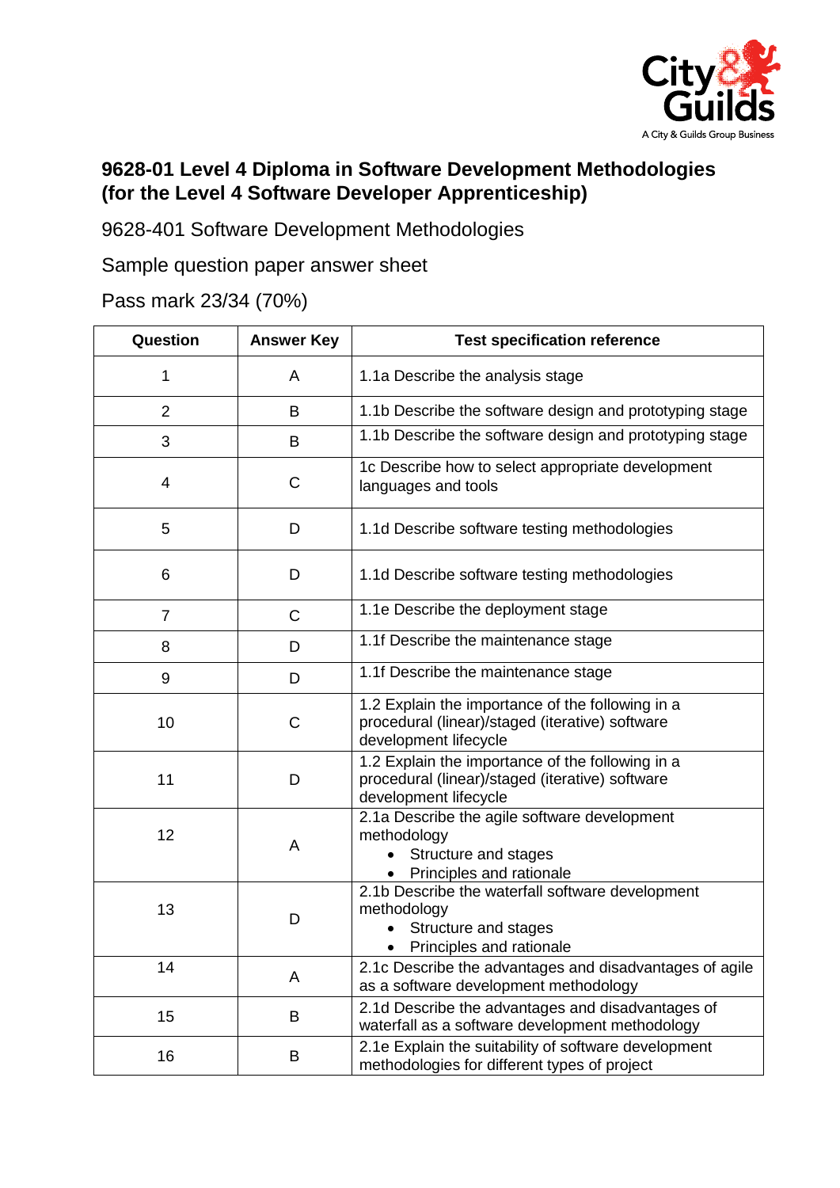## 9628-01 Level 4 Diploma in Software Development Methodologies (for the Level 4 Software Developer Apprenticeship)

9628-401 Software Development Methodologies

Sample question paper answer sheet

Pass mark 23/34 (70%)

| Question | Answer Key | Test specification reference |
|---|---|---|
| 1 | A | 1.1a Describe the analysis stage |
| 2 | B | 1.1b Describe the software design and prototyping stage |
| 3 | B | 1.1b Describe the software design and prototyping stage |
| 4 | C | 1c Describe how to select appropriate development languages and tools |
| 5 | D | 1.1d Describe software testing methodologies |
| 6 | D | 1.1d Describe software testing methodologies |
| 7 | C | 1.1e Describe the deployment stage |
| 8 | D | 1.1f Describe the maintenance stage |
| 9 | D | 1.1f Describe the maintenance stage |
| 10 | C | 1.2 Explain the importance of the following in a procedural (linear)/staged (iterative) software development lifecycle |
| 11 | D | 1.2 Explain the importance of the following in a procedural (linear)/staged (iterative) software development lifecycle |
| 12 | A | 2.1a Describe the agile software development methodology<br>• Structure and stages<br>• Principles and rationale |
| 13 | D | 2.1b Describe the waterfall software development methodology<br>• Structure and stages<br>• Principles and rationale |
| 14 | A | 2.1c Describe the advantages and disadvantages of agile as a software development methodology |
| 15 | B | 2.1d Describe the advantages and disadvantages of waterfall as a software development methodology |
| 16 | B | 2.1e Explain the suitability of software development methodologies for different types of project |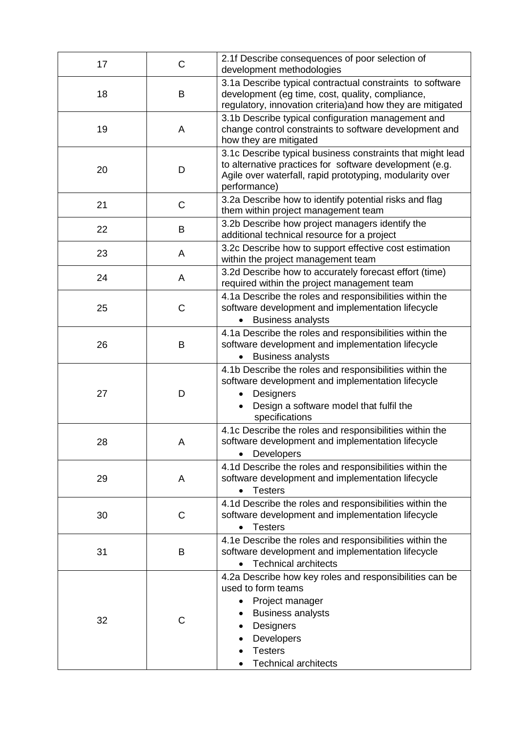| | | |
|---|---|---|
| 17 | C | 2.1f Describe consequences of poor selection of development methodologies |
| 18 | B | 3.1a Describe typical contractual constraints to software development (eg time, cost, quality, compliance, regulatory, innovation criteria)and how they are mitigated |
| 19 | A | 3.1b Describe typical configuration management and change control constraints to software development and how they are mitigated |
| 20 | D | 3.1c Describe typical business constraints that might lead to alternative practices for software development (e.g. Agile over waterfall, rapid prototyping, modularity over performance) |
| 21 | C | 3.2a Describe how to identify potential risks and flag them within project management team |
| 22 | B | 3.2b Describe how project managers identify the additional technical resource for a project |
| 23 | A | 3.2c Describe how to support effective cost estimation within the project management team |
| 24 | A | 3.2d Describe how to accurately forecast effort (time) required within the project management team |
| 25 | C | 4.1a Describe the roles and responsibilities within the software development and implementation lifecycle<br>• Business analysts |
| 26 | B | 4.1a Describe the roles and responsibilities within the software development and implementation lifecycle<br>• Business analysts |
| 27 | D | 4.1b Describe the roles and responsibilities within the software development and implementation lifecycle<br>• Designers<br>• Design a software model that fulfil the specifications |
| 28 | A | 4.1c Describe the roles and responsibilities within the software development and implementation lifecycle<br>• Developers |
| 29 | A | 4.1d Describe the roles and responsibilities within the software development and implementation lifecycle<br>• Testers |
| 30 | C | 4.1d Describe the roles and responsibilities within the software development and implementation lifecycle<br>• Testers |
| 31 | B | 4.1e Describe the roles and responsibilities within the software development and implementation lifecycle<br>• Technical architects |
| 32 | C | 4.2a Describe how key roles and responsibilities can be used to form teams<br>• Project manager<br>• Business analysts<br>• Designers<br>• Developers<br>• Testers<br>• Technical architects |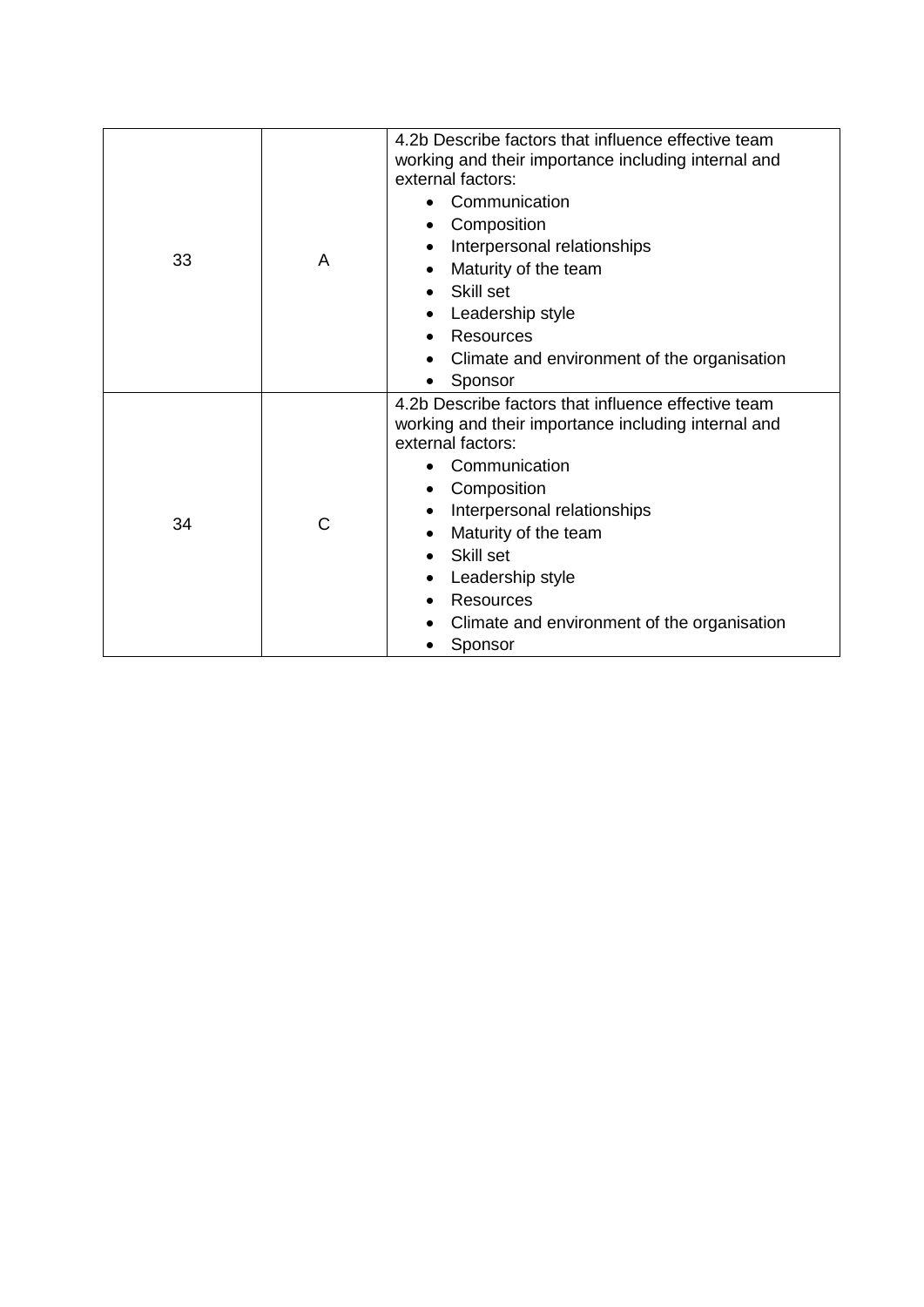| | | |
|---|---|---|
| 33 | A | 4.2b Describe factors that influence effective team working and their importance including internal and external factors:<br>• Communication<br>• Composition<br>• Interpersonal relationships<br>• Maturity of the team<br>• Skill set<br>• Leadership style<br>• Resources<br>• Climate and environment of the organisation<br>• Sponsor |
| 34 | C | 4.2b Describe factors that influence effective team working and their importance including internal and external factors:<br>• Communication<br>• Composition<br>• Interpersonal relationships<br>• Maturity of the team<br>• Skill set<br>• Leadership style<br>• Resources<br>• Climate and environment of the organisation<br>• Sponsor |